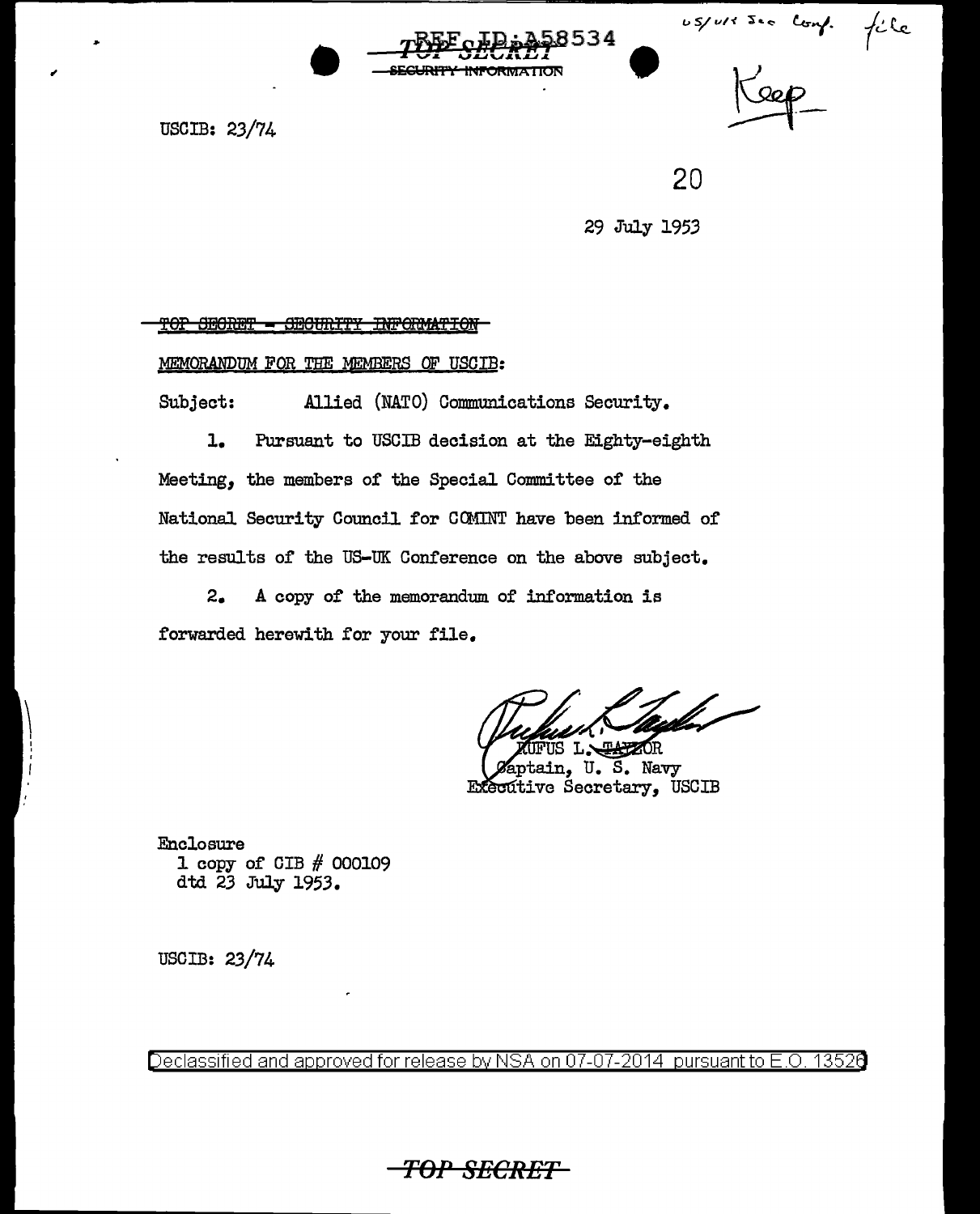REF ID:A58534

TOP SECRET
SECURITY INFORMATION

US/UK Sec Conf. file

Keep

USCIB: 23/74

20

29 July 1953

~~TOP SECRET - SECURITY INFORMATION~~

*MEMORANDUM FOR THE MEMBERS OF USCIB:*

Subject: Allied (NATO) Communications Security.

1. Pursuant to USCIB decision at the Eighty-eighth Meeting, the members of the Special Committee of the National Security Council for COMINT have been informed of the results of the US-UK Conference on the above subject.

2. A copy of the memorandum of information is forwarded herewith for your file.

RUFUS L. TAYLOR
Captain, U. S. Navy
Executive Secretary, USCIB

Enclosure
1 copy of CIB # 000109
dtd 23 July 1953.

USCIB: 23/74

Declassified and approved for release by NSA on 07-07-2014 pursuant to E.O. 13526

TOP SECRET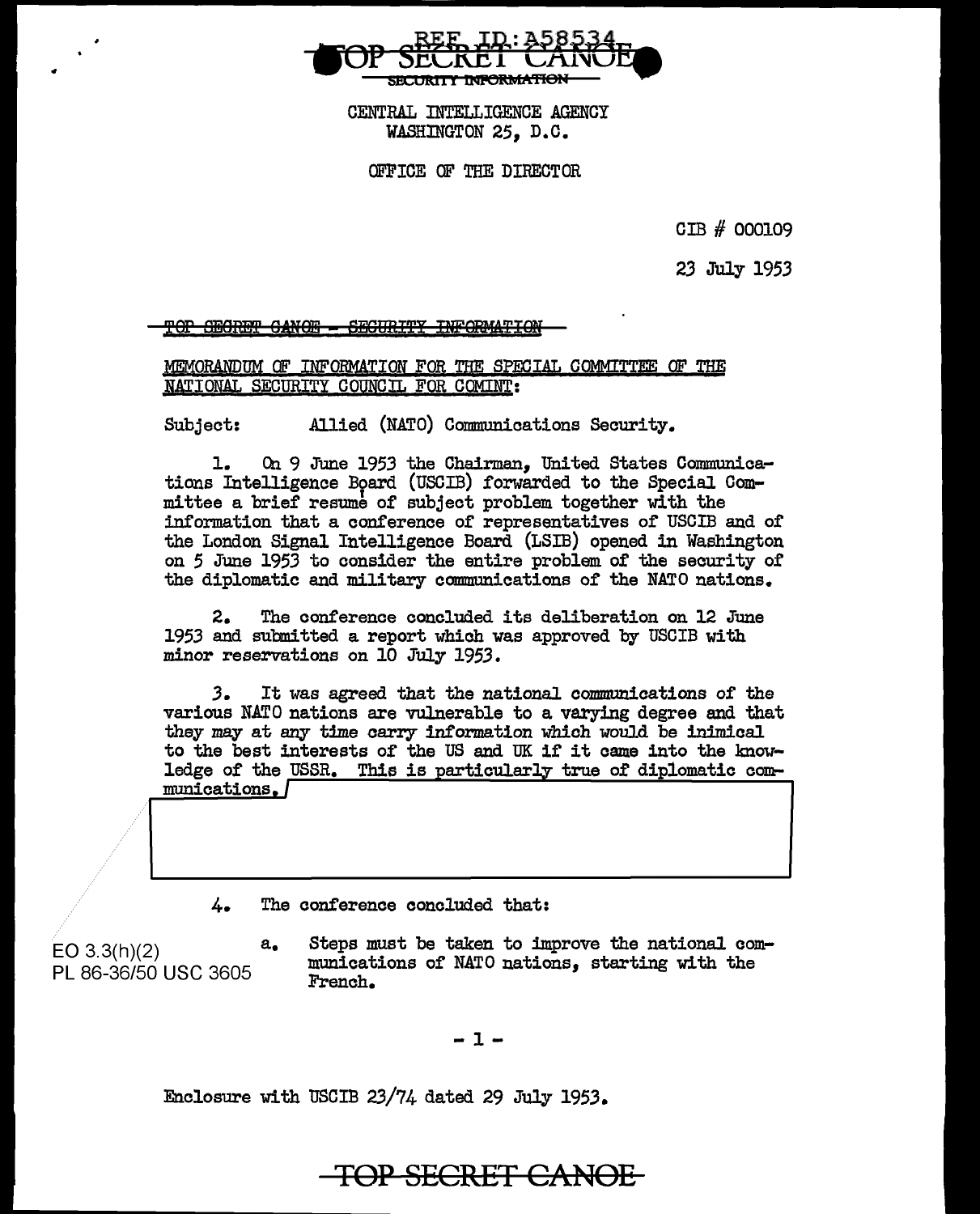REF ID:A58534

TOP SECRET CANOE
SECURITY INFORMATION

CENTRAL INTELLIGENCE AGENCY
WASHINGTON 25, D.C.

OFFICE OF THE DIRECTOR

CIB # 000109

23 July 1953

~~TOP SECRET CANOE - SECURITY INFORMATION~~

MEMORANDUM OF INFORMATION FOR THE SPECIAL COMMITTEE OF THE NATIONAL SECURITY COUNCIL FOR COMINT:

Subject: Allied (NATO) Communications Security.

1. On 9 June 1953 the Chairman, United States Communications Intelligence Board (USCIB) forwarded to the Special Committee a brief resumé of subject problem together with the information that a conference of representatives of USCIB and of the London Signal Intelligence Board (LSIB) opened in Washington on 5 June 1953 to consider the entire problem of the security of the diplomatic and military communications of the NATO nations.

2. The conference concluded its deliberation on 12 June 1953 and submitted a report which was approved by USCIB with minor reservations on 10 July 1953.

3. It was agreed that the national communications of the various NATO nations are vulnerable to a varying degree and that they may at any time carry information which would be inimical to the best interests of the US and UK if it came into the knowledge of the USSR. This is particularly true of diplomatic communications.

4. The conference concluded that:

EO 3.3(h)(2)
PL 86-36/50 USC 3605

a. Steps must be taken to improve the national communications of NATO nations, starting with the French.

Enclosure with USCIB 23/74 dated 29 July 1953.

TOP SECRET CANOE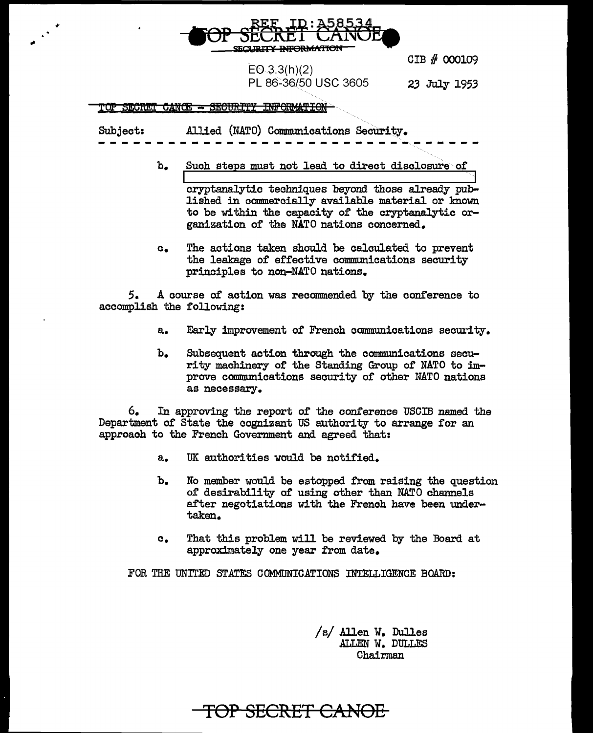TOP SECRET CANOE

SECURITY INFORMATION

EO 3.3(h)(2)
PL 86-36/50 USC 3605

CIB # 000109

23 July 1953

TOP SECRET CANOE - SECURITY INFORMATION

Subject: Allied (NATO) Communications Security.

---

b. Such steps must not lead to direct disclosure of [redacted] cryptanalytic techniques beyond those already published in commercially available material or known to be within the capacity of the cryptanalytic organization of the NATO nations concerned.

c. The actions taken should be calculated to prevent the leakage of effective communications security principles to non-NATO nations.

5. A course of action was recommended by the conference to accomplish the following:

a. Early improvement of French communications security.

b. Subsequent action through the communications security machinery of the Standing Group of NATO to improve communications security of other NATO nations as necessary.

6. In approving the report of the conference USCIB named the Department of State the cognizant US authority to arrange for an approach to the French Government and agreed that:

a. UK authorities would be notified.

b. No member would be estopped from raising the question of desirability of using other than NATO channels after negotiations with the French have been undertaken.

c. That this problem will be reviewed by the Board at approximately one year from date.

FOR THE UNITED STATES COMMUNICATIONS INTELLIGENCE BOARD:

/s/ Allen W. Dulles
ALLEN W. DULLES
Chairman

TOP SECRET CANOE